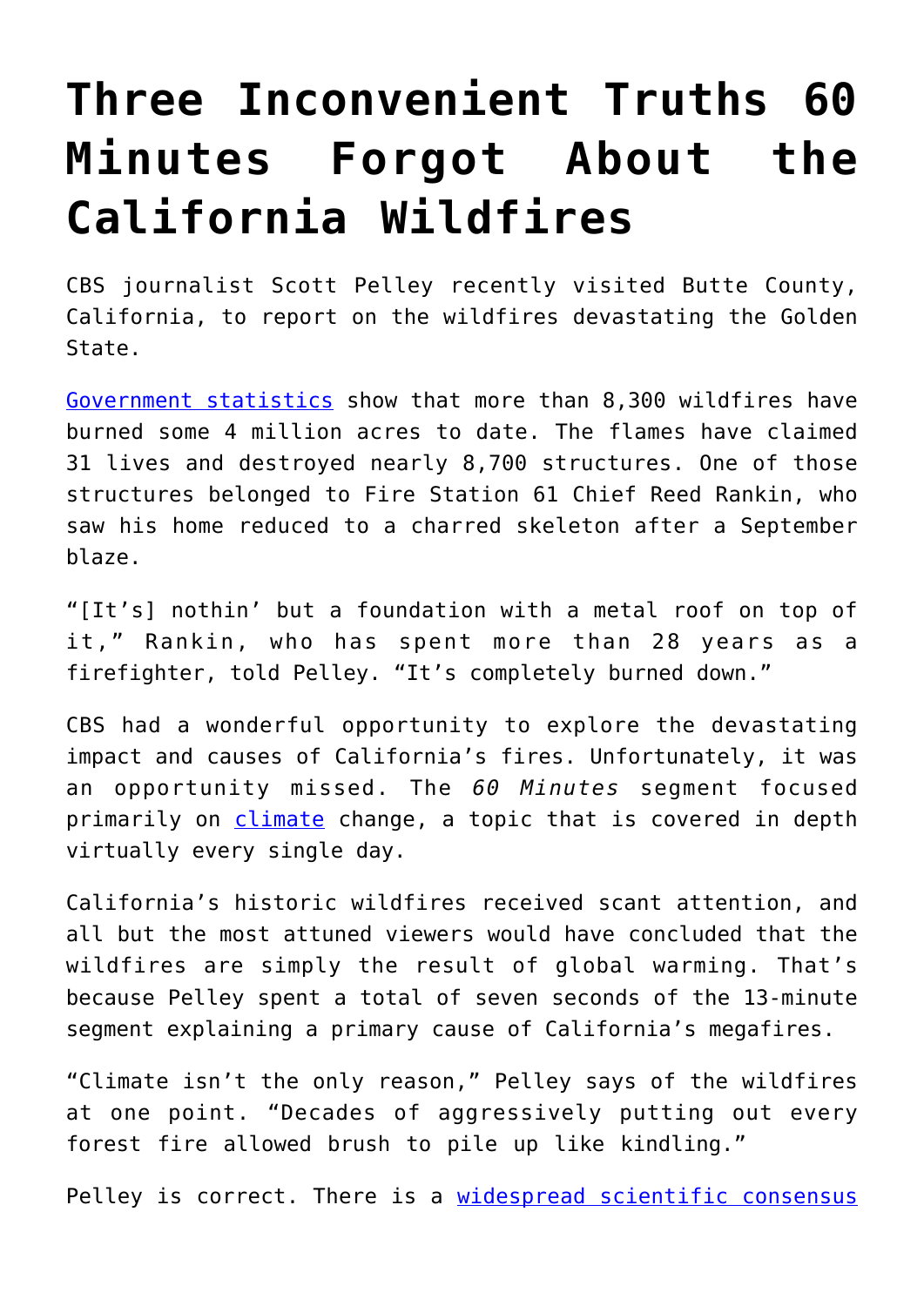# Three Inconvenient Truths 60 Minutes Forgot About the California Wildfires

CBS journalist Scott Pelley recently visited Butte County, California, to report on the wildfires devastating the Golden State.

Government statistics show that more than 8,300 wildfires have burned some 4 million acres to date. The flames have claimed 31 lives and destroyed nearly 8,700 structures. One of those structures belonged to Fire Station 61 Chief Reed Rankin, who saw his home reduced to a charred skeleton after a September blaze.

"[It's] nothin' but a foundation with a metal roof on top of it," Rankin, who has spent more than 28 years as a firefighter, told Pelley. "It's completely burned down."

CBS had a wonderful opportunity to explore the devastating impact and causes of California's fires. Unfortunately, it was an opportunity missed. The *60 Minutes* segment focused primarily on climate change, a topic that is covered in depth virtually every single day.

California's historic wildfires received scant attention, and all but the most attuned viewers would have concluded that the wildfires are simply the result of global warming. That's because Pelley spent a total of seven seconds of the 13-minute segment explaining a primary cause of California's megafires.

"Climate isn't the only reason," Pelley says of the wildfires at one point. "Decades of aggressively putting out every forest fire allowed brush to pile up like kindling."

Pelley is correct. There is a widespread scientific consensus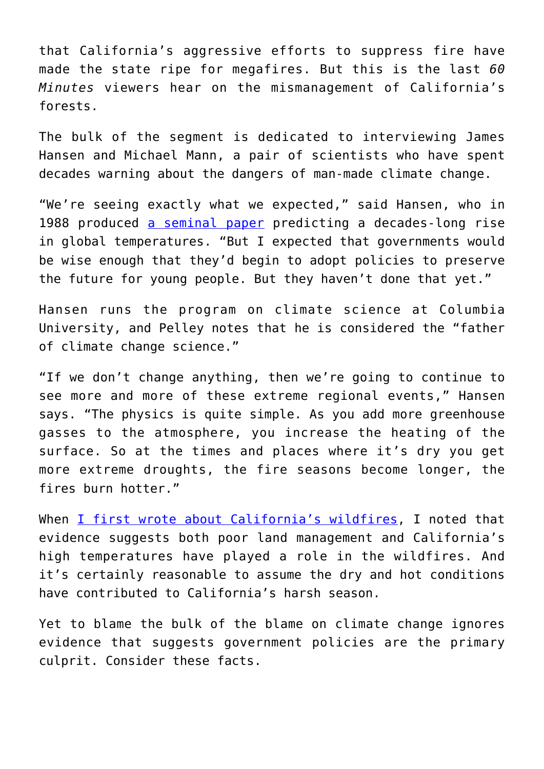that California's aggressive efforts to suppress fire have made the state ripe for megafires. But this is the last *60 Minutes* viewers hear on the mismanagement of California's forests.

The bulk of the segment is dedicated to interviewing James Hansen and Michael Mann, a pair of scientists who have spent decades warning about the dangers of man-made climate change.

"We're seeing exactly what we expected," said Hansen, who in 1988 produced a seminal paper predicting a decades-long rise in global temperatures. "But I expected that governments would be wise enough that they'd begin to adopt policies to preserve the future for young people. But they haven't done that yet."

Hansen runs the program on climate science at Columbia University, and Pelley notes that he is considered the "father of climate change science."

"If we don't change anything, then we're going to continue to see more and more of these extreme regional events," Hansen says. "The physics is quite simple. As you add more greenhouse gasses to the atmosphere, you increase the heating of the surface. So at the times and places where it's dry you get more extreme droughts, the fire seasons become longer, the fires burn hotter."

When I first wrote about California's wildfires, I noted that evidence suggests both poor land management and California's high temperatures have played a role in the wildfires. And it's certainly reasonable to assume the dry and hot conditions have contributed to California's harsh season.

Yet to blame the bulk of the blame on climate change ignores evidence that suggests government policies are the primary culprit. Consider these facts.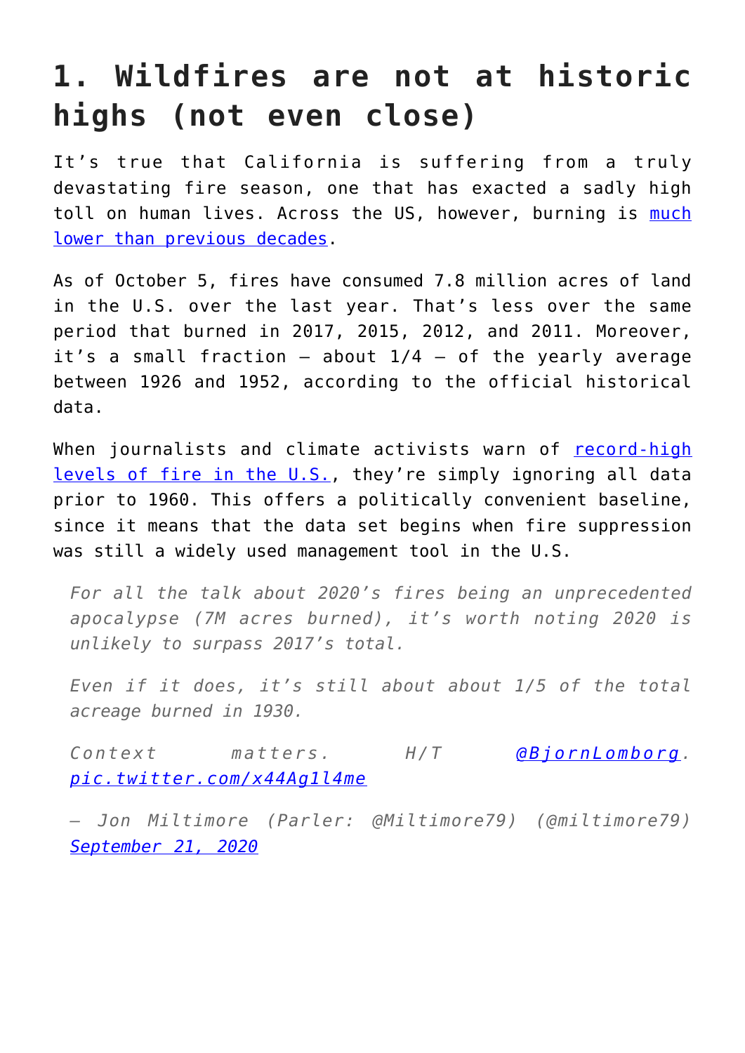## 1. Wildfires are not at historic highs (not even close)

It's true that California is suffering from a truly devastating fire season, one that has exacted a sadly high toll on human lives. Across the US, however, burning is [much lower than previous decades](#).

As of October 5, fires have consumed 7.8 million acres of land in the U.S. over the last year. That's less over the same period that burned in 2017, 2015, 2012, and 2011. Moreover, it's a small fraction – about 1/4 – of the yearly average between 1926 and 1952, according to the official historical data.

When journalists and climate activists warn of [record-high levels of fire in the U.S.](#), they're simply ignoring all data prior to 1960. This offers a politically convenient baseline, since it means that the data set begins when fire suppression was still a widely used management tool in the U.S.

> *For all the talk about 2020's fires being an unprecedented apocalypse (7M acres burned), it's worth noting 2020 is unlikely to surpass 2017's total.*
>
> *Even if it does, it's still about about 1/5 of the total acreage burned in 1930.*
>
> *Context matters. H/T [@BjornLomborg](#). [pic.twitter.com/x44Ag1l4me](#)*
>
> *— Jon Miltimore (Parler: @Miltimore79) (@miltimore79) [September 21, 2020](#)*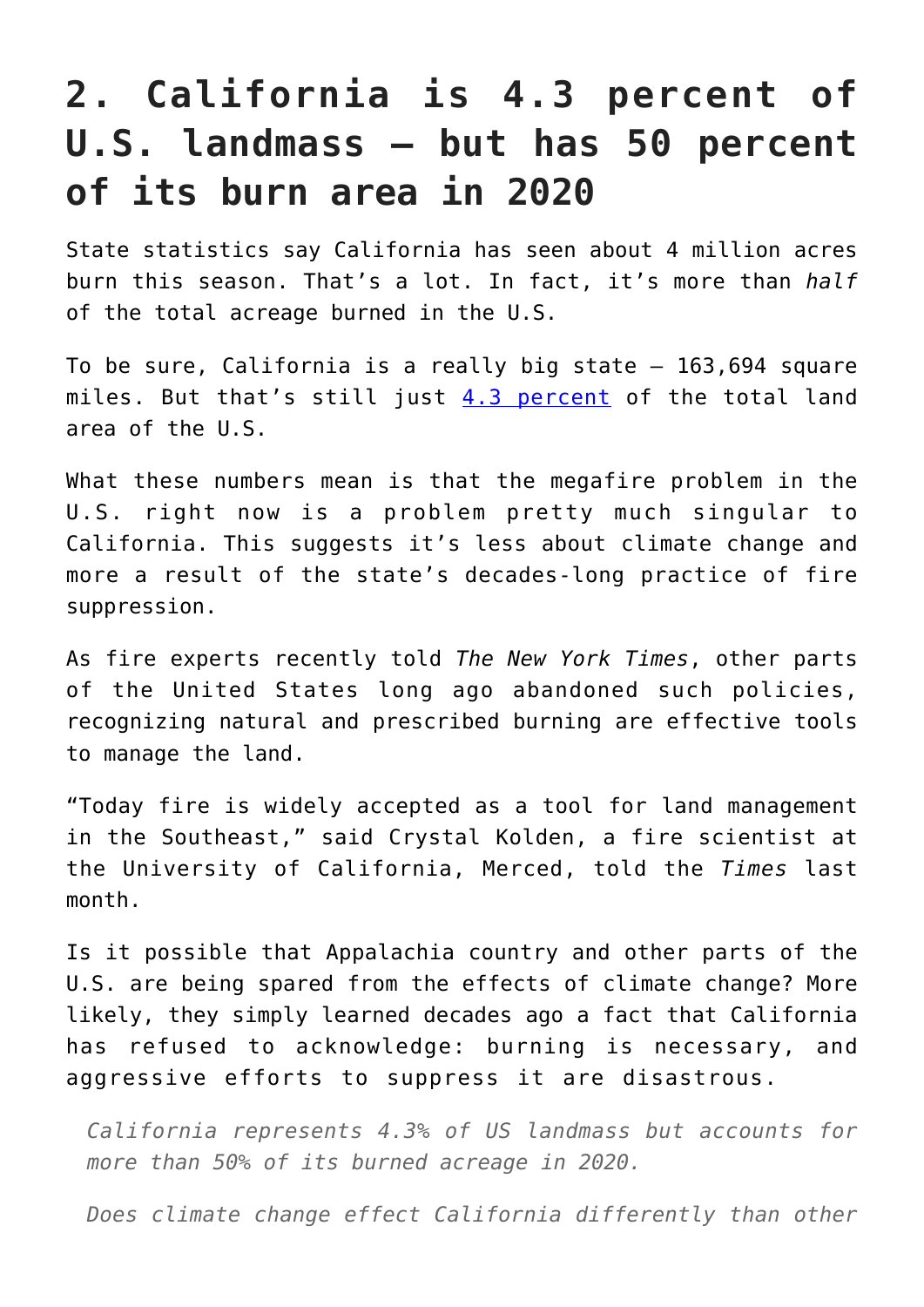## 2. California is 4.3 percent of U.S. landmass — but has 50 percent of its burn area in 2020

State statistics say California has seen about 4 million acres burn this season. That's a lot. In fact, it's more than *half* of the total acreage burned in the U.S.

To be sure, California is a really big state — 163,694 square miles. But that's still just [4.3 percent](#) of the total land area of the U.S.

What these numbers mean is that the megafire problem in the U.S. right now is a problem pretty much singular to California. This suggests it's less about climate change and more a result of the state's decades-long practice of fire suppression.

As fire experts recently told *The New York Times*, other parts of the United States long ago abandoned such policies, recognizing natural and prescribed burning are effective tools to manage the land.

"Today fire is widely accepted as a tool for land management in the Southeast," said Crystal Kolden, a fire scientist at the University of California, Merced, told the *Times* last month.

Is it possible that Appalachia country and other parts of the U.S. are being spared from the effects of climate change? More likely, they simply learned decades ago a fact that California has refused to acknowledge: burning is necessary, and aggressive efforts to suppress it are disastrous.

> *California represents 4.3% of US landmass but accounts for more than 50% of its burned acreage in 2020.*
>
> *Does climate change effect California differently than other*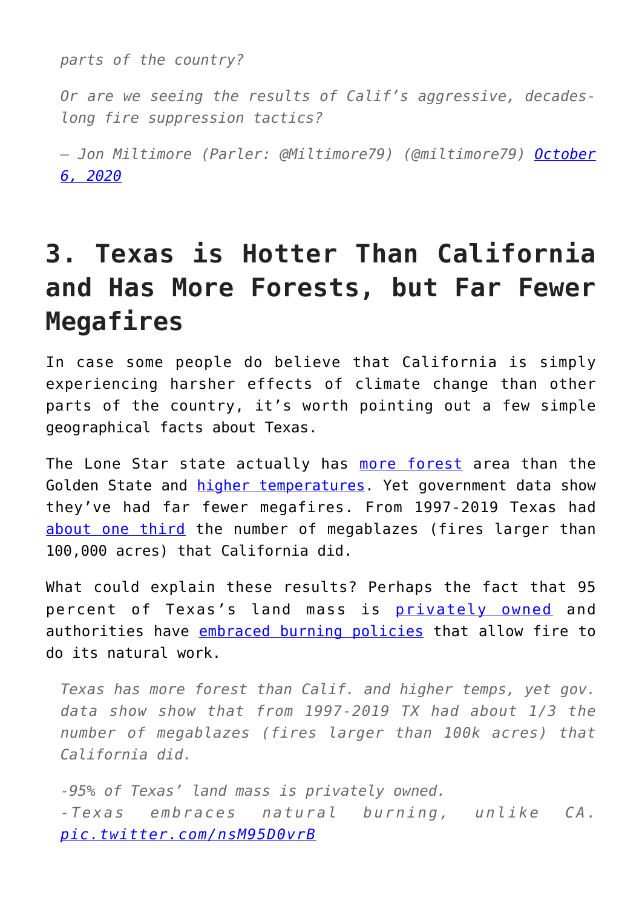*parts of the country?*

*Or are we seeing the results of Calif's aggressive, decades-long fire suppression tactics?*

*— Jon Miltimore (Parler: @Miltimore79) (@miltimore79) [October 6, 2020]()*

## 3. Texas is Hotter Than California and Has More Forests, but Far Fewer Megafires

In case some people do believe that California is simply experiencing harsher effects of climate change than other parts of the country, it's worth pointing out a few simple geographical facts about Texas.

The Lone Star state actually has [more forest]() area than the Golden State and [higher temperatures](). Yet government data show they've had far fewer megafires. From 1997-2019 Texas had [about one third]() the number of megablazes (fires larger than 100,000 acres) that California did.

What could explain these results? Perhaps the fact that 95 percent of Texas's land mass is [privately owned]() and authorities have [embraced burning policies]() that allow fire to do its natural work.

*Texas has more forest than Calif. and higher temps, yet gov. data show show that from 1997-2019 TX had about 1/3 the number of megablazes (fires larger than 100k acres) that California did.*

*-95% of Texas' land mass is privately owned.*
*-Texas embraces natural burning, unlike CA. [pic.twitter.com/nsM95D0vrB]()*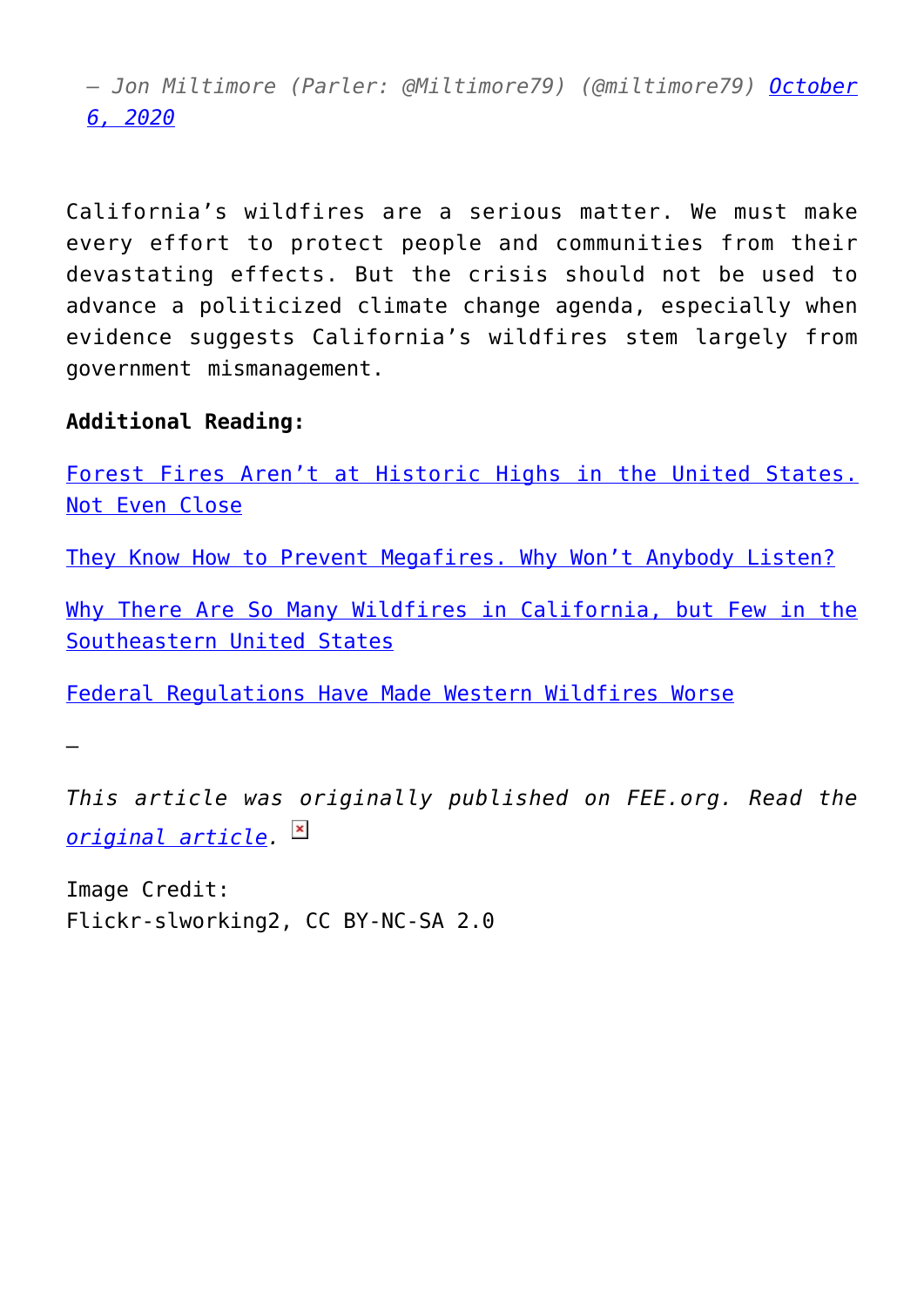*— Jon Miltimore (Parler: @Miltimore79) (@miltimore79) October 6, 2020*

California's wildfires are a serious matter. We must make every effort to protect people and communities from their devastating effects. But the crisis should not be used to advance a politicized climate change agenda, especially when evidence suggests California's wildfires stem largely from government mismanagement.

**Additional Reading:**

Forest Fires Aren't at Historic Highs in the United States. Not Even Close

They Know How to Prevent Megafires. Why Won't Anybody Listen?

Why There Are So Many Wildfires in California, but Few in the Southeastern United States

Federal Regulations Have Made Western Wildfires Worse

—

*This article was originally published on FEE.org. Read the original article.*

Image Credit:
Flickr-slworking2, CC BY-NC-SA 2.0